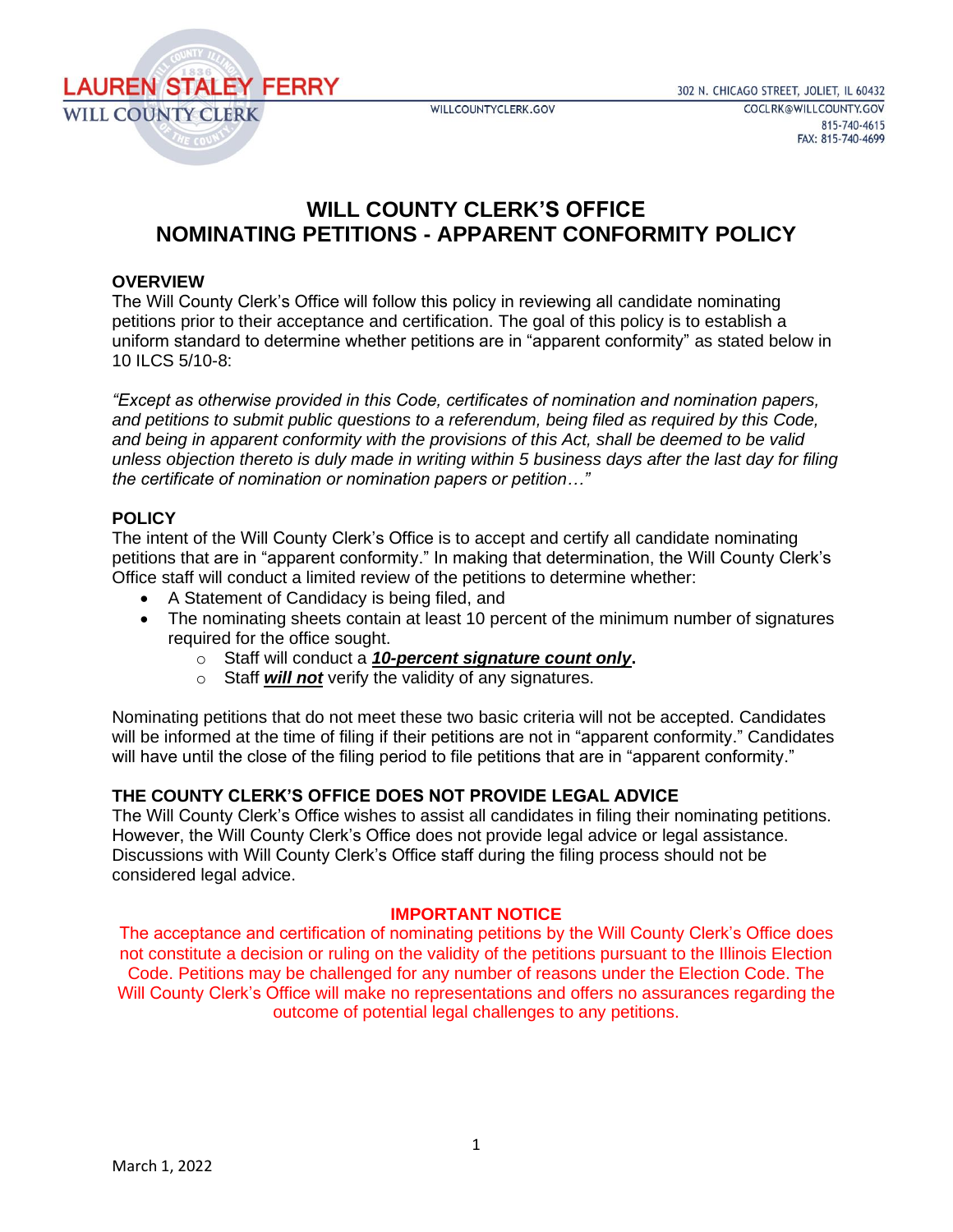LAUREN STALEY FERRY
WILL COUNTY CLERK

WILLCOUNTYCLERK.GOV

302 N. CHICAGO STREET, JOLIET, IL 60432
COCLRK@WILLCOUNTY.GOV
815-740-4615
FAX: 815-740-4699

# WILL COUNTY CLERK'S OFFICE
# NOMINATING PETITIONS - APPARENT CONFORMITY POLICY

### OVERVIEW

The Will County Clerk's Office will follow this policy in reviewing all candidate nominating petitions prior to their acceptance and certification. The goal of this policy is to establish a uniform standard to determine whether petitions are in "apparent conformity" as stated below in 10 ILCS 5/10-8:

*"Except as otherwise provided in this Code, certificates of nomination and nomination papers, and petitions to submit public questions to a referendum, being filed as required by this Code, and being in apparent conformity with the provisions of this Act, shall be deemed to be valid unless objection thereto is duly made in writing within 5 business days after the last day for filing the certificate of nomination or nomination papers or petition…"*

### POLICY

The intent of the Will County Clerk's Office is to accept and certify all candidate nominating petitions that are in "apparent conformity." In making that determination, the Will County Clerk's Office staff will conduct a limited review of the petitions to determine whether:

- A Statement of Candidacy is being filed, and
- The nominating sheets contain at least 10 percent of the minimum number of signatures required for the office sought.
  - Staff will conduct a ***10-percent signature count only*****.**
  - Staff ***will not*** verify the validity of any signatures.

Nominating petitions that do not meet these two basic criteria will not be accepted. Candidates will be informed at the time of filing if their petitions are not in "apparent conformity." Candidates will have until the close of the filing period to file petitions that are in "apparent conformity."

### THE COUNTY CLERK'S OFFICE DOES NOT PROVIDE LEGAL ADVICE

The Will County Clerk's Office wishes to assist all candidates in filing their nominating petitions. However, the Will County Clerk's Office does not provide legal advice or legal assistance. Discussions with Will County Clerk's Office staff during the filing process should not be considered legal advice.

**IMPORTANT NOTICE**

The acceptance and certification of nominating petitions by the Will County Clerk's Office does not constitute a decision or ruling on the validity of the petitions pursuant to the Illinois Election Code. Petitions may be challenged for any number of reasons under the Election Code. The Will County Clerk's Office will make no representations and offers no assurances regarding the outcome of potential legal challenges to any petitions.

March 1, 2022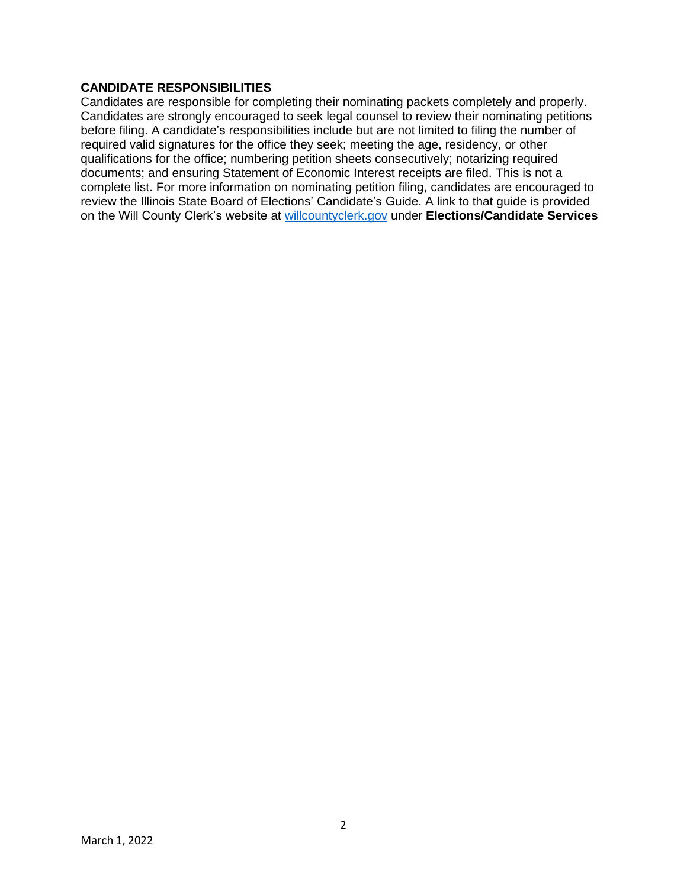## CANDIDATE RESPONSIBILITIES

Candidates are responsible for completing their nominating packets completely and properly. Candidates are strongly encouraged to seek legal counsel to review their nominating petitions before filing. A candidate's responsibilities include but are not limited to filing the number of required valid signatures for the office they seek; meeting the age, residency, or other qualifications for the office; numbering petition sheets consecutively; notarizing required documents; and ensuring Statement of Economic Interest receipts are filed. This is not a complete list. For more information on nominating petition filing, candidates are encouraged to review the Illinois State Board of Elections' Candidate's Guide. A link to that guide is provided on the Will County Clerk's website at willcountyclerk.gov under **Elections/Candidate Services**